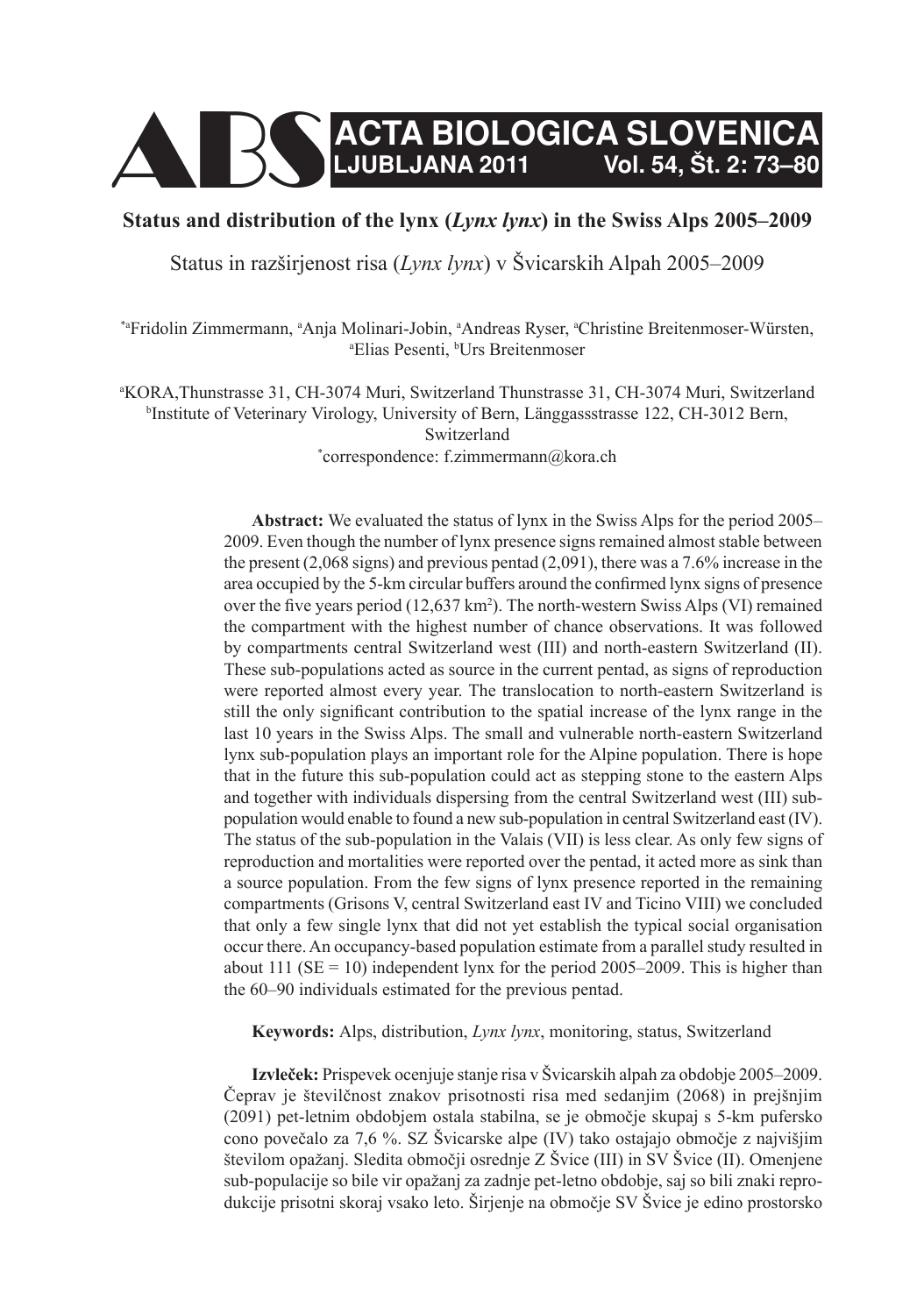# Status and distribution of the lynx (*Lynx lynx*) in the Swiss Alps 2005–2009

Status in razširjenost risa (*Lynx lynx*) v Švicarskih Alpah 2005–2009

[*a]Fridolin Zimmermann, [a]Anja Molinari-Jobin, [a]Andreas Ryser, [a]Christine Breitenmoser-Würsten, [a]Elias Pesenti, [b]Urs Breitenmoser

[a]KORA,Thunstrasse 31, CH-3074 Muri, Switzerland Thunstrasse 31, CH-3074 Muri, Switzerland
[b]Institute of Veterinary Virology, University of Bern, Länggassstrasse 122, CH-3012 Bern, Switzerland
[*]correspondence: f.zimmermann@kora.ch

**Abstract:** We evaluated the status of lynx in the Swiss Alps for the period 2005–2009. Even though the number of lynx presence signs remained almost stable between the present (2,068 signs) and previous pentad (2,091), there was a 7.6% increase in the area occupied by the 5-km circular buffers around the confirmed lynx signs of presence over the five years period (12,637 km$^2$). The north-western Swiss Alps (VI) remained the compartment with the highest number of chance observations. It was followed by compartments central Switzerland west (III) and north-eastern Switzerland (II). These sub-populations acted as source in the current pentad, as signs of reproduction were reported almost every year. The translocation to north-eastern Switzerland is still the only significant contribution to the spatial increase of the lynx range in the last 10 years in the Swiss Alps. The small and vulnerable north-eastern Switzerland lynx sub-population plays an important role for the Alpine population. There is hope that in the future this sub-population could act as stepping stone to the eastern Alps and together with individuals dispersing from the central Switzerland west (III) sub-population would enable to found a new sub-population in central Switzerland east (IV). The status of the sub-population in the Valais (VII) is less clear. As only few signs of reproduction and mortalities were reported over the pentad, it acted more as sink than a source population. From the few signs of lynx presence reported in the remaining compartments (Grisons V, central Switzerland east IV and Ticino VIII) we concluded that only a few single lynx that did not yet establish the typical social organisation occur there. An occupancy-based population estimate from a parallel study resulted in about 111 (SE = 10) independent lynx for the period 2005–2009. This is higher than the 60–90 individuals estimated for the previous pentad.

**Keywords:** Alps, distribution, *Lynx lynx*, monitoring, status, Switzerland

**Izvleček:** Prispevek ocenjuje stanje risa v Švicarskih alpah za obdobje 2005–2009. Čeprav je številčnost znakov prisotnosti risa med sedanjim (2068) in prejšnjim (2091) pet-letnim obdobjem ostala stabilna, se je območje skupaj s 5-km pufersko cono povečalo za 7,6 %. SZ Švicarske alpe (IV) tako ostajajo območje z najvišjim številom opažanj. Sledita območji osrednje Z Švice (III) in SV Švice (II). Omenjene sub-populacije so bile vir opažanj za zadnje pet-letno obdobje, saj so bili znaki reprodukcije prisotni skoraj vsako leto. Širjenje na območje SV Švice je edino prostorsko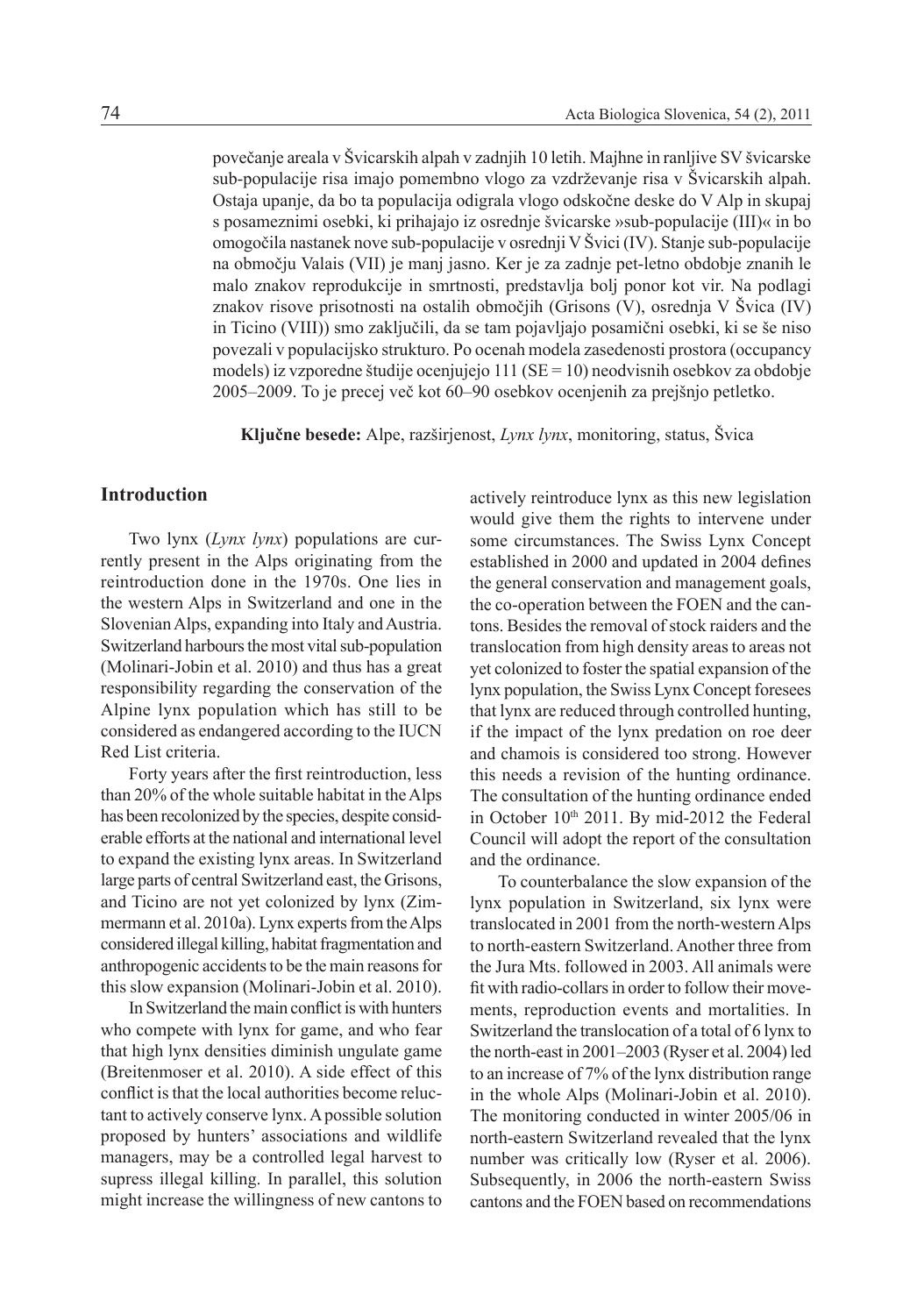povečanje areala v Švicarskih alpah v zadnjih 10 letih. Majhne in ranljive SV švicarske sub-populacije risa imajo pomembno vlogo za vzdrževanje risa v Švicarskih alpah. Ostaja upanje, da bo ta populacija odigrala vlogo odskočne deske do V Alp in skupaj s posameznimi osebki, ki prihajajo iz osrednje švicarske »sub-populacije (III)« in bo omogočila nastanek nove sub-populacije v osrednji V Švici (IV). Stanje sub-populacije na območju Valais (VII) je manj jasno. Ker je za zadnje pet-letno obdobje znanih le malo znakov reprodukcije in smrtnosti, predstavlja bolj ponor kot vir. Na podlagi znakov risove prisotnosti na ostalih območjih (Grisons (V), osrednja V Švica (IV) in Ticino (VIII)) smo zaključili, da se tam pojavljajo posamični osebki, ki se še niso povezali v populacijsko strukturo. Po ocenah modela zasedenosti prostora (occupancy models) iz vzporedne študije ocenjujejo 111 (SE = 10) neodvisnih osebkov za obdobje 2005–2009. To je precej več kot 60–90 osebkov ocenjenih za prejšnjo petletko.

**Ključne besede:** Alpe, razširjenost, *Lynx lynx*, monitoring, status, Švica

## Introduction

Two lynx (*Lynx lynx*) populations are currently present in the Alps originating from the reintroduction done in the 1970s. One lies in the western Alps in Switzerland and one in the Slovenian Alps, expanding into Italy and Austria. Switzerland harbours the most vital sub-population (Molinari-Jobin et al. 2010) and thus has a great responsibility regarding the conservation of the Alpine lynx population which has still to be considered as endangered according to the IUCN Red List criteria.

Forty years after the first reintroduction, less than 20% of the whole suitable habitat in the Alps has been recolonized by the species, despite considerable efforts at the national and international level to expand the existing lynx areas. In Switzerland large parts of central Switzerland east, the Grisons, and Ticino are not yet colonized by lynx (Zimmermann et al. 2010a). Lynx experts from the Alps considered illegal killing, habitat fragmentation and anthropogenic accidents to be the main reasons for this slow expansion (Molinari-Jobin et al. 2010).

In Switzerland the main conflict is with hunters who compete with lynx for game, and who fear that high lynx densities diminish ungulate game (Breitenmoser et al. 2010). A side effect of this conflict is that the local authorities become reluctant to actively conserve lynx. A possible solution proposed by hunters' associations and wildlife managers, may be a controlled legal harvest to supress illegal killing. In parallel, this solution might increase the willingness of new cantons to actively reintroduce lynx as this new legislation would give them the rights to intervene under some circumstances. The Swiss Lynx Concept established in 2000 and updated in 2004 defines the general conservation and management goals, the co-operation between the FOEN and the cantons. Besides the removal of stock raiders and the translocation from high density areas to areas not yet colonized to foster the spatial expansion of the lynx population, the Swiss Lynx Concept foresees that lynx are reduced through controlled hunting, if the impact of the lynx predation on roe deer and chamois is considered too strong. However this needs a revision of the hunting ordinance. The consultation of the hunting ordinance ended in October 10th 2011. By mid-2012 the Federal Council will adopt the report of the consultation and the ordinance.

To counterbalance the slow expansion of the lynx population in Switzerland, six lynx were translocated in 2001 from the north-western Alps to north-eastern Switzerland. Another three from the Jura Mts. followed in 2003. All animals were fit with radio-collars in order to follow their movements, reproduction events and mortalities. In Switzerland the translocation of a total of 6 lynx to the north-east in 2001–2003 (Ryser et al. 2004) led to an increase of 7% of the lynx distribution range in the whole Alps (Molinari-Jobin et al. 2010). The monitoring conducted in winter 2005/06 in north-eastern Switzerland revealed that the lynx number was critically low (Ryser et al. 2006). Subsequently, in 2006 the north-eastern Swiss cantons and the FOEN based on recommendations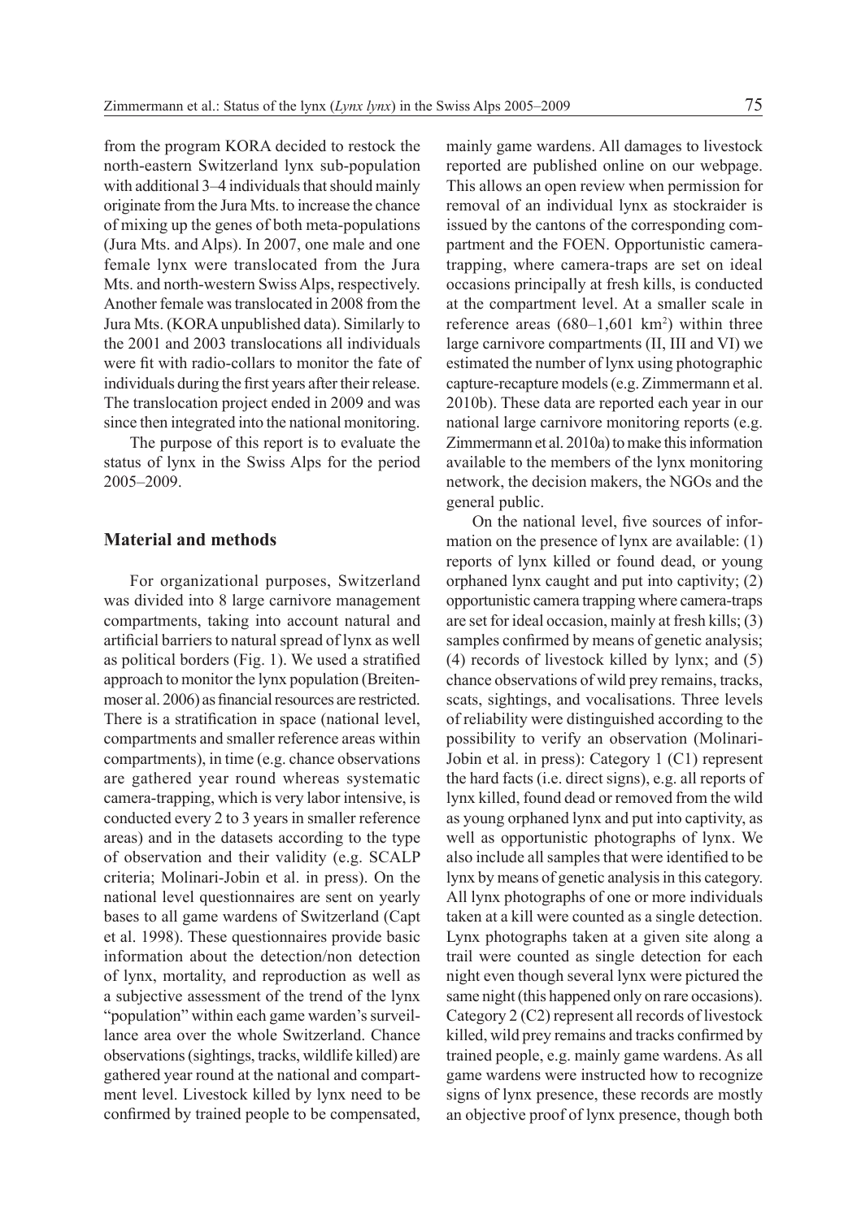from the program KORA decided to restock the north-eastern Switzerland lynx sub-population with additional 3–4 individuals that should mainly originate from the Jura Mts. to increase the chance of mixing up the genes of both meta-populations (Jura Mts. and Alps). In 2007, one male and one female lynx were translocated from the Jura Mts. and north-western Swiss Alps, respectively. Another female was translocated in 2008 from the Jura Mts. (KORA unpublished data). Similarly to the 2001 and 2003 translocations all individuals were fit with radio-collars to monitor the fate of individuals during the first years after their release. The translocation project ended in 2009 and was since then integrated into the national monitoring.

The purpose of this report is to evaluate the status of lynx in the Swiss Alps for the period 2005–2009.

## Material and methods

For organizational purposes, Switzerland was divided into 8 large carnivore management compartments, taking into account natural and artificial barriers to natural spread of lynx as well as political borders (Fig. 1). We used a stratified approach to monitor the lynx population (Breitenmoser al. 2006) as financial resources are restricted. There is a stratification in space (national level, compartments and smaller reference areas within compartments), in time (e.g. chance observations are gathered year round whereas systematic camera-trapping, which is very labor intensive, is conducted every 2 to 3 years in smaller reference areas) and in the datasets according to the type of observation and their validity (e.g. SCALP criteria; Molinari-Jobin et al. in press). On the national level questionnaires are sent on yearly bases to all game wardens of Switzerland (Capt et al. 1998). These questionnaires provide basic information about the detection/non detection of lynx, mortality, and reproduction as well as a subjective assessment of the trend of the lynx "population" within each game warden's surveillance area over the whole Switzerland. Chance observations (sightings, tracks, wildlife killed) are gathered year round at the national and compartment level. Livestock killed by lynx need to be confirmed by trained people to be compensated, mainly game wardens. All damages to livestock reported are published online on our webpage. This allows an open review when permission for removal of an individual lynx as stockraider is issued by the cantons of the corresponding compartment and the FOEN. Opportunistic camera-trapping, where camera-traps are set on ideal occasions principally at fresh kills, is conducted at the compartment level. At a smaller scale in reference areas (680–1,601 km$^2$) within three large carnivore compartments (II, III and VI) we estimated the number of lynx using photographic capture-recapture models (e.g. Zimmermann et al. 2010b). These data are reported each year in our national large carnivore monitoring reports (e.g. Zimmermann et al. 2010a) to make this information available to the members of the lynx monitoring network, the decision makers, the NGOs and the general public.

On the national level, five sources of information on the presence of lynx are available: (1) reports of lynx killed or found dead, or young orphaned lynx caught and put into captivity; (2) opportunistic camera trapping where camera-traps are set for ideal occasion, mainly at fresh kills; (3) samples confirmed by means of genetic analysis; (4) records of livestock killed by lynx; and (5) chance observations of wild prey remains, tracks, scats, sightings, and vocalisations. Three levels of reliability were distinguished according to the possibility to verify an observation (Molinari-Jobin et al. in press): Category 1 (C1) represent the hard facts (i.e. direct signs), e.g. all reports of lynx killed, found dead or removed from the wild as young orphaned lynx and put into captivity, as well as opportunistic photographs of lynx. We also include all samples that were identified to be lynx by means of genetic analysis in this category. All lynx photographs of one or more individuals taken at a kill were counted as a single detection. Lynx photographs taken at a given site along a trail were counted as single detection for each night even though several lynx were pictured the same night (this happened only on rare occasions). Category 2 (C2) represent all records of livestock killed, wild prey remains and tracks confirmed by trained people, e.g. mainly game wardens. As all game wardens were instructed how to recognize signs of lynx presence, these records are mostly an objective proof of lynx presence, though both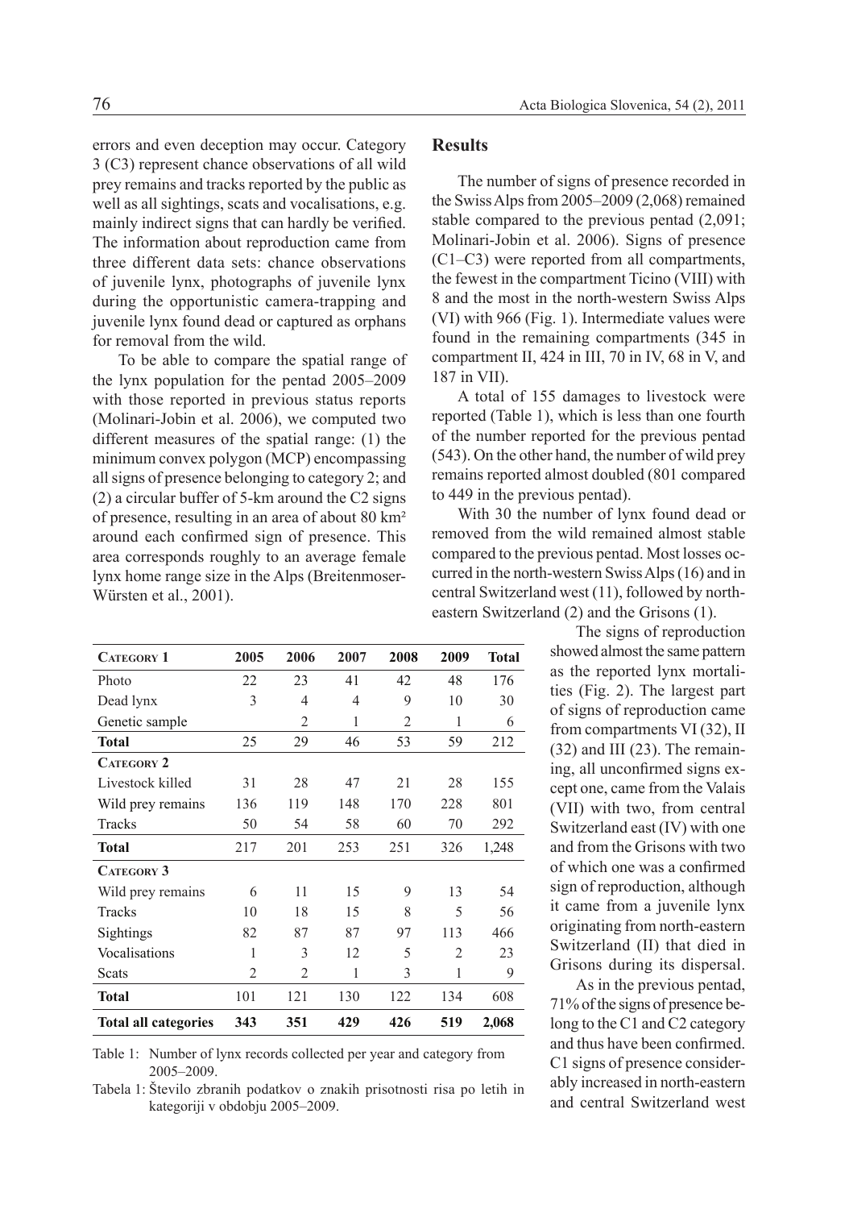errors and even deception may occur. Category 3 (C3) represent chance observations of all wild prey remains and tracks reported by the public as well as all sightings, scats and vocalisations, e.g. mainly indirect signs that can hardly be verified. The information about reproduction came from three different data sets: chance observations of juvenile lynx, photographs of juvenile lynx during the opportunistic camera-trapping and juvenile lynx found dead or captured as orphans for removal from the wild.

To be able to compare the spatial range of the lynx population for the pentad 2005–2009 with those reported in previous status reports (Molinari-Jobin et al. 2006), we computed two different measures of the spatial range: (1) the minimum convex polygon (MCP) encompassing all signs of presence belonging to category 2; and (2) a circular buffer of 5-km around the C2 signs of presence, resulting in an area of about 80 km² around each confirmed sign of presence. This area corresponds roughly to an average female lynx home range size in the Alps (Breitenmoser-Würsten et al., 2001).

| **Category 1** | **2005** | **2006** | **2007** | **2008** | **2009** | **Total** |
|---|---|---|---|---|---|---|
| Photo | 22 | 23 | 41 | 42 | 48 | 176 |
| Dead lynx | 3 | 4 | 4 | 9 | 10 | 30 |
| Genetic sample | | 2 | 1 | 2 | 1 | 6 |
| **Total** | 25 | 29 | 46 | 53 | 59 | 212 |
| **Category 2** | | | | | | |
| Livestock killed | 31 | 28 | 47 | 21 | 28 | 155 |
| Wild prey remains | 136 | 119 | 148 | 170 | 228 | 801 |
| Tracks | 50 | 54 | 58 | 60 | 70 | 292 |
| **Total** | 217 | 201 | 253 | 251 | 326 | 1,248 |
| **Category 3** | | | | | | |
| Wild prey remains | 6 | 11 | 15 | 9 | 13 | 54 |
| Tracks | 10 | 18 | 15 | 8 | 5 | 56 |
| Sightings | 82 | 87 | 87 | 97 | 113 | 466 |
| Vocalisations | 1 | 3 | 12 | 5 | 2 | 23 |
| Scats | 2 | 2 | 1 | 3 | 1 | 9 |
| **Total** | 101 | 121 | 130 | 122 | 134 | 608 |
| **Total all categories** | 343 | 351 | 429 | 426 | 519 | 2,068 |

Table 1: Number of lynx records collected per year and category from 2005–2009.

Tabela 1: Število zbranih podatkov o znakih prisotnosti risa po letih in kategoriji v obdobju 2005–2009.

## Results

The number of signs of presence recorded in the Swiss Alps from 2005–2009 (2,068) remained stable compared to the previous pentad (2,091; Molinari-Jobin et al. 2006). Signs of presence (C1–C3) were reported from all compartments, the fewest in the compartment Ticino (VIII) with 8 and the most in the north-western Swiss Alps (VI) with 966 (Fig. 1). Intermediate values were found in the remaining compartments (345 in compartment II, 424 in III, 70 in IV, 68 in V, and 187 in VII).

A total of 155 damages to livestock were reported (Table 1), which is less than one fourth of the number reported for the previous pentad (543). On the other hand, the number of wild prey remains reported almost doubled (801 compared to 449 in the previous pentad).

With 30 the number of lynx found dead or removed from the wild remained almost stable compared to the previous pentad. Most losses occurred in the north-western Swiss Alps (16) and in central Switzerland west (11), followed by north-eastern Switzerland (2) and the Grisons (1).

The signs of reproduction showed almost the same pattern as the reported lynx mortalities (Fig. 2). The largest part of signs of reproduction came from compartments VI (32), II (32) and III (23). The remaining, all unconfirmed signs except one, came from the Valais (VII) with two, from central Switzerland east (IV) with one and from the Grisons with two of which one was a confirmed sign of reproduction, although it came from a juvenile lynx originating from north-eastern Switzerland (II) that died in Grisons during its dispersal.

As in the previous pentad, 71% of the signs of presence belong to the C1 and C2 category and thus have been confirmed. C1 signs of presence considerably increased in north-eastern and central Switzerland west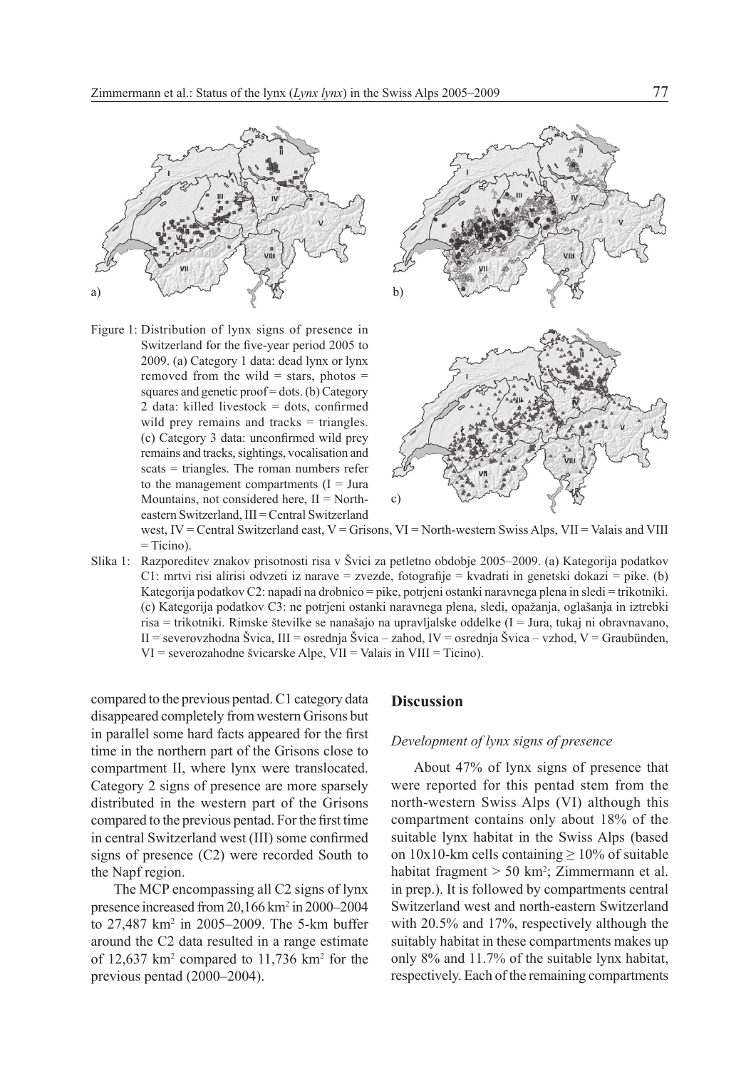Figure 1: Distribution of lynx signs of presence in Switzerland for the five-year period 2005 to 2009. (a) Category 1 data: dead lynx or lynx removed from the wild = stars, photos = squares and genetic proof = dots. (b) Category 2 data: killed livestock = dots, confirmed wild prey remains and tracks = triangles. (c) Category 3 data: unconfirmed wild prey remains and tracks, sightings, vocalisation and scats = triangles. The roman numbers refer to the management compartments (I = Jura Mountains, not considered here, II = North-eastern Switzerland, III = Central Switzerland west, IV = Central Switzerland east, V = Grisons, VI = North-western Swiss Alps, VII = Valais and VIII = Ticino).

Slika 1: Razporeditev znakov prisotnosti risa v Švici za petletno obdobje 2005–2009. (a) Kategorija podatkov C1: mrtvi risi alirisi odvzeti iz narave = zvezde, fotografije = kvadrati in genetski dokazi = pike. (b) Kategorija podatkov C2: napadi na drobnico = pike, potrjeni ostanki naravnega plena in sledi = trikotniki. (c) Kategorija podatkov C3: ne potrjeni ostanki naravnega plena, sledi, opažanja, oglašanja in iztrebki risa = trikotniki. Rimske številke se nanašajo na upravljalske oddelke (I = Jura, tukaj ni obravnavano, II = severovzhodna Švica, III = osrednja Švica – zahod, IV = osrednja Švica – vzhod, V = Graubünden, VI = severozahodne švicarske Alpe, VII = Valais in VIII = Ticino).

compared to the previous pentad. C1 category data disappeared completely from western Grisons but in parallel some hard facts appeared for the first time in the northern part of the Grisons close to compartment II, where lynx were translocated. Category 2 signs of presence are more sparsely distributed in the western part of the Grisons compared to the previous pentad. For the first time in central Switzerland west (III) some confirmed signs of presence (C2) were recorded South to the Napf region.

The MCP encompassing all C2 signs of lynx presence increased from 20,166 km$^2$ in 2000–2004 to 27,487 km$^2$ in 2005–2009. The 5-km buffer around the C2 data resulted in a range estimate of 12,637 km$^2$ compared to 11,736 km$^2$ for the previous pentad (2000–2004).

## Discussion

### *Development of lynx signs of presence*

About 47% of lynx signs of presence that were reported for this pentad stem from the north-western Swiss Alps (VI) although this compartment contains only about 18% of the suitable lynx habitat in the Swiss Alps (based on 10x10-km cells containing $\geq$ 10% of suitable habitat fragment > 50 km$^2$; Zimmermann et al. in prep.). It is followed by compartments central Switzerland west and north-eastern Switzerland with 20.5% and 17%, respectively although the suitably habitat in these compartments makes up only 8% and 11.7% of the suitable lynx habitat, respectively. Each of the remaining compartments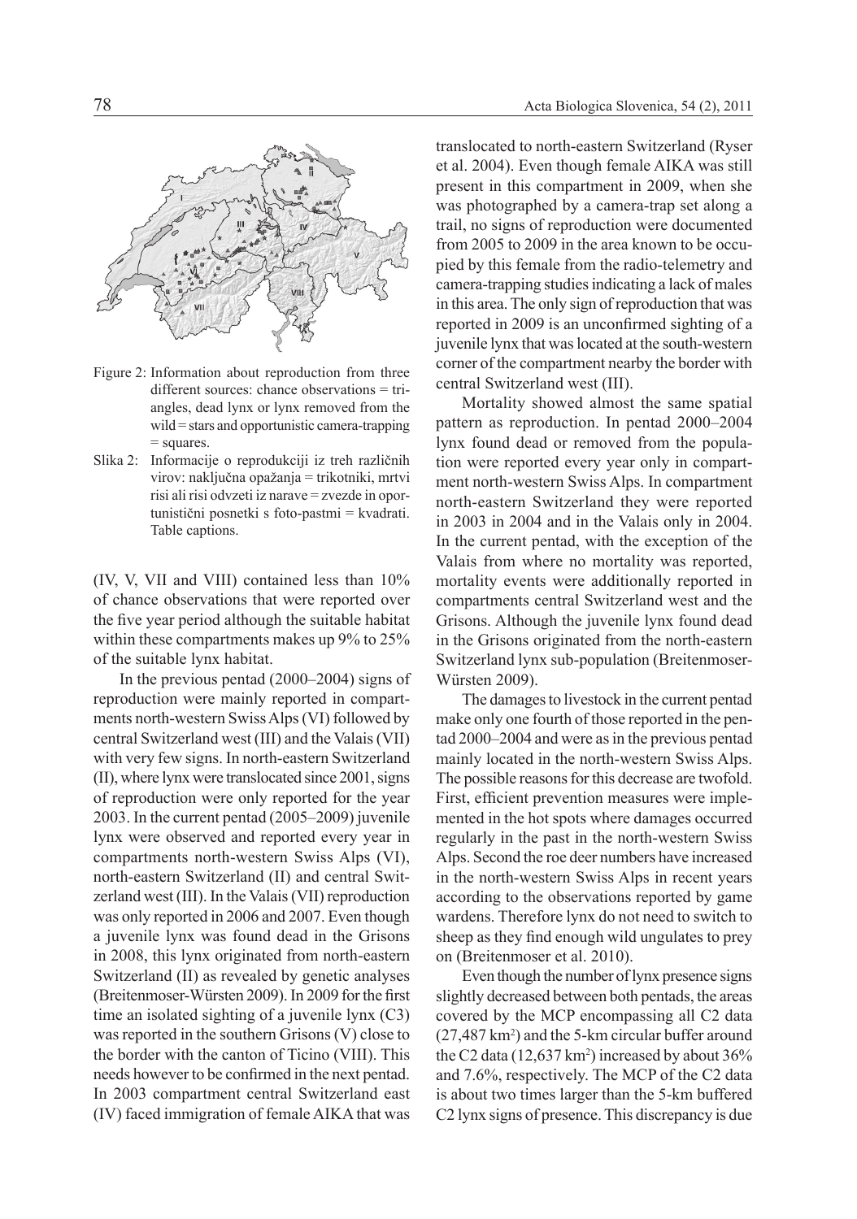Figure 2: Information about reproduction from three different sources: chance observations = triangles, dead lynx or lynx removed from the wild = stars and opportunistic camera-trapping = squares.

Slika 2: Informacije o reprodukciji iz treh različnih virov: naključna opažanja = trikotniki, mrtvi risi ali risi odvzeti iz narave = zvezde in oportunistični posnetki s foto-pastmi = kvadrati. Table captions.

(IV, V, VII and VIII) contained less than 10% of chance observations that were reported over the five year period although the suitable habitat within these compartments makes up 9% to 25% of the suitable lynx habitat.

In the previous pentad (2000–2004) signs of reproduction were mainly reported in compartments north-western Swiss Alps (VI) followed by central Switzerland west (III) and the Valais (VII) with very few signs. In north-eastern Switzerland (II), where lynx were translocated since 2001, signs of reproduction were only reported for the year 2003. In the current pentad (2005–2009) juvenile lynx were observed and reported every year in compartments north-western Swiss Alps (VI), north-eastern Switzerland (II) and central Switzerland west (III). In the Valais (VII) reproduction was only reported in 2006 and 2007. Even though a juvenile lynx was found dead in the Grisons in 2008, this lynx originated from north-eastern Switzerland (II) as revealed by genetic analyses (Breitenmoser-Würsten 2009). In 2009 for the first time an isolated sighting of a juvenile lynx (C3) was reported in the southern Grisons (V) close to the border with the canton of Ticino (VIII). This needs however to be confirmed in the next pentad. In 2003 compartment central Switzerland east (IV) faced immigration of female AIKA that was translocated to north-eastern Switzerland (Ryser et al. 2004). Even though female AIKA was still present in this compartment in 2009, when she was photographed by a camera-trap set along a trail, no signs of reproduction were documented from 2005 to 2009 in the area known to be occupied by this female from the radio-telemetry and camera-trapping studies indicating a lack of males in this area. The only sign of reproduction that was reported in 2009 is an unconfirmed sighting of a juvenile lynx that was located at the south-western corner of the compartment nearby the border with central Switzerland west (III).

Mortality showed almost the same spatial pattern as reproduction. In pentad 2000–2004 lynx found dead or removed from the population were reported every year only in compartment north-western Swiss Alps. In compartment north-eastern Switzerland they were reported in 2003 in 2004 and in the Valais only in 2004. In the current pentad, with the exception of the Valais from where no mortality was reported, mortality events were additionally reported in compartments central Switzerland west and the Grisons. Although the juvenile lynx found dead in the Grisons originated from the north-eastern Switzerland lynx sub-population (Breitenmoser-Würsten 2009).

The damages to livestock in the current pentad make only one fourth of those reported in the pentad 2000–2004 and were as in the previous pentad mainly located in the north-western Swiss Alps. The possible reasons for this decrease are twofold. First, efficient prevention measures were implemented in the hot spots where damages occurred regularly in the past in the north-western Swiss Alps. Second the roe deer numbers have increased in the north-western Swiss Alps in recent years according to the observations reported by game wardens. Therefore lynx do not need to switch to sheep as they find enough wild ungulates to prey on (Breitenmoser et al. 2010).

Even though the number of lynx presence signs slightly decreased between both pentads, the areas covered by the MCP encompassing all C2 data (27,487 km$^2$) and the 5-km circular buffer around the C2 data (12,637 km$^2$) increased by about 36% and 7.6%, respectively. The MCP of the C2 data is about two times larger than the 5-km buffered C2 lynx signs of presence. This discrepancy is due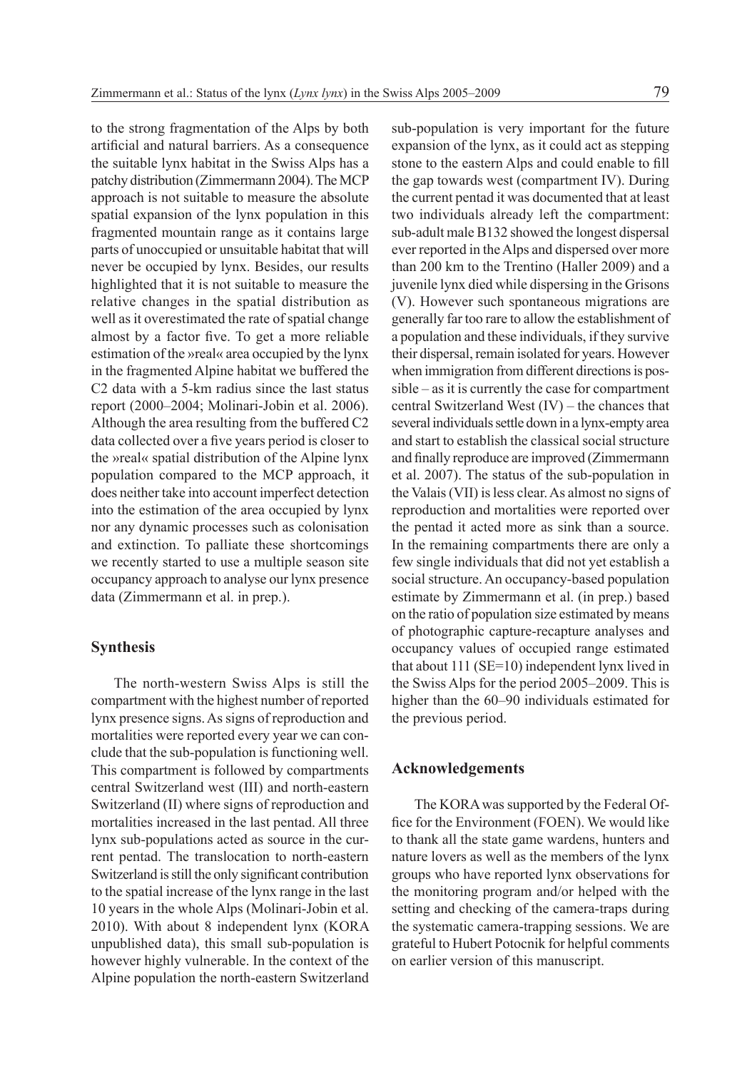to the strong fragmentation of the Alps by both artificial and natural barriers. As a consequence the suitable lynx habitat in the Swiss Alps has a patchy distribution (Zimmermann 2004). The MCP approach is not suitable to measure the absolute spatial expansion of the lynx population in this fragmented mountain range as it contains large parts of unoccupied or unsuitable habitat that will never be occupied by lynx. Besides, our results highlighted that it is not suitable to measure the relative changes in the spatial distribution as well as it overestimated the rate of spatial change almost by a factor five. To get a more reliable estimation of the »real« area occupied by the lynx in the fragmented Alpine habitat we buffered the C2 data with a 5-km radius since the last status report (2000–2004; Molinari-Jobin et al. 2006). Although the area resulting from the buffered C2 data collected over a five years period is closer to the »real« spatial distribution of the Alpine lynx population compared to the MCP approach, it does neither take into account imperfect detection into the estimation of the area occupied by lynx nor any dynamic processes such as colonisation and extinction. To palliate these shortcomings we recently started to use a multiple season site occupancy approach to analyse our lynx presence data (Zimmermann et al. in prep.).

## Synthesis

The north-western Swiss Alps is still the compartment with the highest number of reported lynx presence signs. As signs of reproduction and mortalities were reported every year we can conclude that the sub-population is functioning well. This compartment is followed by compartments central Switzerland west (III) and north-eastern Switzerland (II) where signs of reproduction and mortalities increased in the last pentad. All three lynx sub-populations acted as source in the current pentad. The translocation to north-eastern Switzerland is still the only significant contribution to the spatial increase of the lynx range in the last 10 years in the whole Alps (Molinari-Jobin et al. 2010). With about 8 independent lynx (KORA unpublished data), this small sub-population is however highly vulnerable. In the context of the Alpine population the north-eastern Switzerland sub-population is very important for the future expansion of the lynx, as it could act as stepping stone to the eastern Alps and could enable to fill the gap towards west (compartment IV). During the current pentad it was documented that at least two individuals already left the compartment: sub-adult male B132 showed the longest dispersal ever reported in the Alps and dispersed over more than 200 km to the Trentino (Haller 2009) and a juvenile lynx died while dispersing in the Grisons (V). However such spontaneous migrations are generally far too rare to allow the establishment of a population and these individuals, if they survive their dispersal, remain isolated for years. However when immigration from different directions is possible – as it is currently the case for compartment central Switzerland West (IV) – the chances that several individuals settle down in a lynx-empty area and start to establish the classical social structure and finally reproduce are improved (Zimmermann et al. 2007). The status of the sub-population in the Valais (VII) is less clear. As almost no signs of reproduction and mortalities were reported over the pentad it acted more as sink than a source. In the remaining compartments there are only a few single individuals that did not yet establish a social structure. An occupancy-based population estimate by Zimmermann et al. (in prep.) based on the ratio of population size estimated by means of photographic capture-recapture analyses and occupancy values of occupied range estimated that about 111 (SE=10) independent lynx lived in the Swiss Alps for the period 2005–2009. This is higher than the 60–90 individuals estimated for the previous period.

## Acknowledgements

The KORA was supported by the Federal Office for the Environment (FOEN). We would like to thank all the state game wardens, hunters and nature lovers as well as the members of the lynx groups who have reported lynx observations for the monitoring program and/or helped with the setting and checking of the camera-traps during the systematic camera-trapping sessions. We are grateful to Hubert Potocnik for helpful comments on earlier version of this manuscript.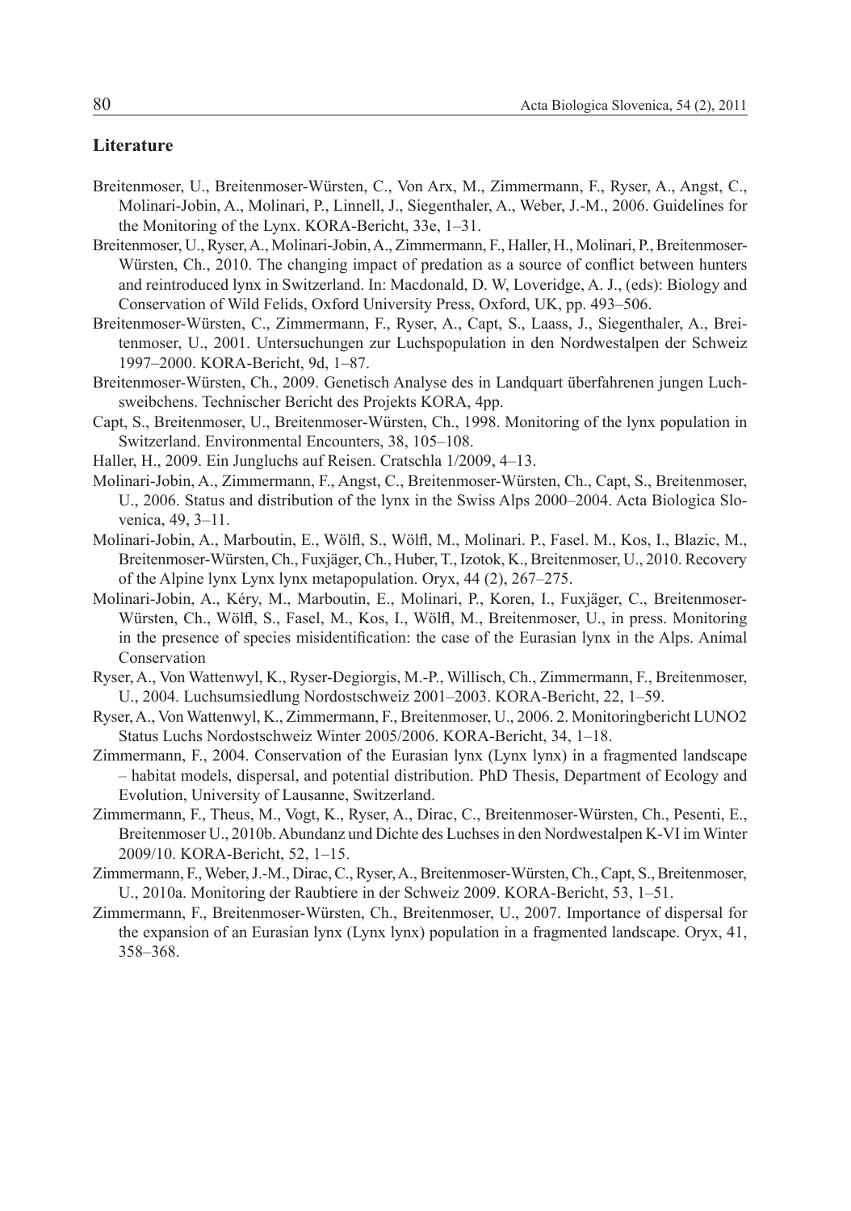## Literature

Breitenmoser, U., Breitenmoser-Würsten, C., Von Arx, M., Zimmermann, F., Ryser, A., Angst, C., Molinari-Jobin, A., Molinari, P., Linnell, J., Siegenthaler, A., Weber, J.-M., 2006. Guidelines for the Monitoring of the Lynx. KORA-Bericht, 33e, 1–31.

Breitenmoser, U., Ryser, A., Molinari-Jobin, A., Zimmermann, F., Haller, H., Molinari, P., Breitenmoser-Würsten, Ch., 2010. The changing impact of predation as a source of conflict between hunters and reintroduced lynx in Switzerland. In: Macdonald, D. W, Loveridge, A. J., (eds): Biology and Conservation of Wild Felids, Oxford University Press, Oxford, UK, pp. 493–506.

Breitenmoser-Würsten, C., Zimmermann, F., Ryser, A., Capt, S., Laass, J., Siegenthaler, A., Breitenmoser, U., 2001. Untersuchungen zur Luchspopulation in den Nordwestalpen der Schweiz 1997–2000. KORA-Bericht, 9d, 1–87.

Breitenmoser-Würsten, Ch., 2009. Genetisch Analyse des in Landquart überfahrenen jungen Luchsweibchens. Technischer Bericht des Projekts KORA, 4pp.

Capt, S., Breitenmoser, U., Breitenmoser-Würsten, Ch., 1998. Monitoring of the lynx population in Switzerland. Environmental Encounters, 38, 105–108.

Haller, H., 2009. Ein Jungluchs auf Reisen. Cratschla 1/2009, 4–13.

Molinari-Jobin, A., Zimmermann, F., Angst, C., Breitenmoser-Würsten, Ch., Capt, S., Breitenmoser, U., 2006. Status and distribution of the lynx in the Swiss Alps 2000–2004. Acta Biologica Slovenica, 49, 3–11.

Molinari-Jobin, A., Marboutin, E., Wölfl, S., Wölfl, M., Molinari. P., Fasel. M., Kos, I., Blazic, M., Breitenmoser-Würsten, Ch., Fuxjäger, Ch., Huber, T., Izotok, K., Breitenmoser, U., 2010. Recovery of the Alpine lynx Lynx lynx metapopulation. Oryx, 44 (2), 267–275.

Molinari-Jobin, A., Kéry, M., Marboutin, E., Molinari, P., Koren, I., Fuxjäger, C., Breitenmoser-Würsten, Ch., Wölfl, S., Fasel, M., Kos, I., Wölfl, M., Breitenmoser, U., in press. Monitoring in the presence of species misidentification: the case of the Eurasian lynx in the Alps. Animal Conservation

Ryser, A., Von Wattenwyl, K., Ryser-Degiorgis, M.-P., Willisch, Ch., Zimmermann, F., Breitenmoser, U., 2004. Luchsumsiedlung Nordostschweiz 2001–2003. KORA-Bericht, 22, 1–59.

Ryser, A., Von Wattenwyl, K., Zimmermann, F., Breitenmoser, U., 2006. 2. Monitoringbericht LUNO2 Status Luchs Nordostschweiz Winter 2005/2006. KORA-Bericht, 34, 1–18.

Zimmermann, F., 2004. Conservation of the Eurasian lynx (Lynx lynx) in a fragmented landscape – habitat models, dispersal, and potential distribution. PhD Thesis, Department of Ecology and Evolution, University of Lausanne, Switzerland.

Zimmermann, F., Theus, M., Vogt, K., Ryser, A., Dirac, C., Breitenmoser-Würsten, Ch., Pesenti, E., Breitenmoser U., 2010b. Abundanz und Dichte des Luchses in den Nordwestalpen K-VI im Winter 2009/10. KORA-Bericht, 52, 1–15.

Zimmermann, F., Weber, J.-M., Dirac, C., Ryser, A., Breitenmoser-Würsten, Ch., Capt, S., Breitenmoser, U., 2010a. Monitoring der Raubtiere in der Schweiz 2009. KORA-Bericht, 53, 1–51.

Zimmermann, F., Breitenmoser-Würsten, Ch., Breitenmoser, U., 2007. Importance of dispersal for the expansion of an Eurasian lynx (Lynx lynx) population in a fragmented landscape. Oryx, 41, 358–368.